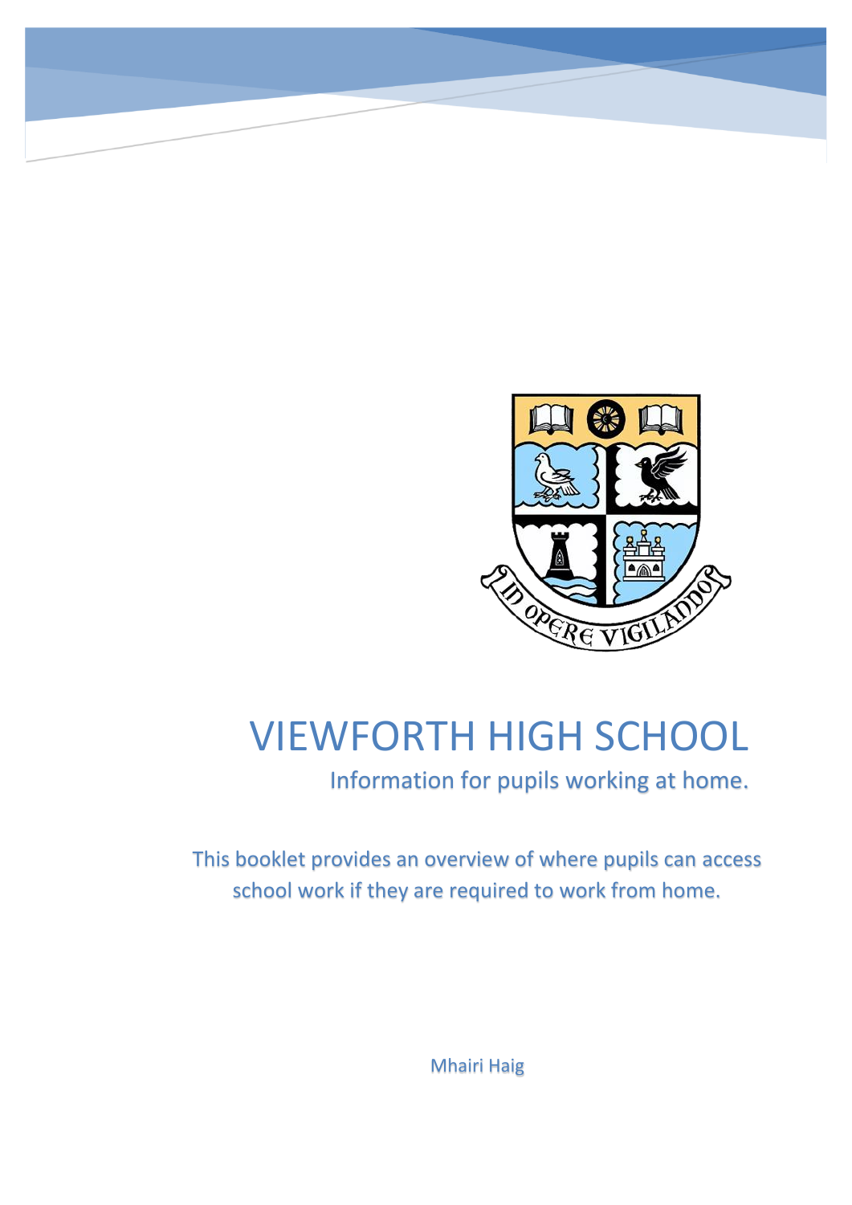# VIEWFORTH HIGH SCHOOL

## Information for pupils working at home.

This booklet provides an overview of where pupils can access school work if they are required to work from home.

Mhairi Haig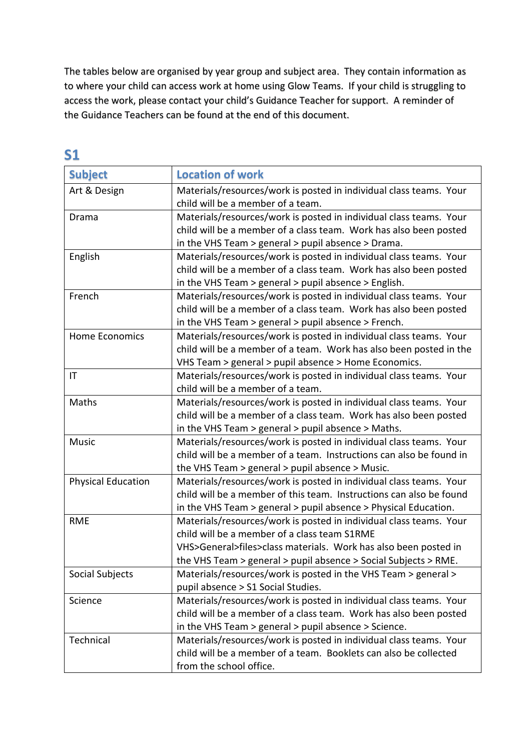The tables below are organised by year group and subject area. They contain information as to where your child can access work at home using Glow Teams. If your child is struggling to access the work, please contact your child's Guidance Teacher for support. A reminder of the Guidance Teachers can be found at the end of this document.

## S1

| Subject | Location of work |
|---|---|
| Art & Design | Materials/resources/work is posted in individual class teams. Your child will be a member of a team. |
| Drama | Materials/resources/work is posted in individual class teams. Your child will be a member of a class team. Work has also been posted in the VHS Team > general > pupil absence > Drama. |
| English | Materials/resources/work is posted in individual class teams. Your child will be a member of a class team. Work has also been posted in the VHS Team > general > pupil absence > English. |
| French | Materials/resources/work is posted in individual class teams. Your child will be a member of a class team. Work has also been posted in the VHS Team > general > pupil absence > French. |
| Home Economics | Materials/resources/work is posted in individual class teams. Your child will be a member of a team. Work has also been posted in the VHS Team > general > pupil absence > Home Economics. |
| IT | Materials/resources/work is posted in individual class teams. Your child will be a member of a team. |
| Maths | Materials/resources/work is posted in individual class teams. Your child will be a member of a class team. Work has also been posted in the VHS Team > general > pupil absence > Maths. |
| Music | Materials/resources/work is posted in individual class teams. Your child will be a member of a team. Instructions can also be found in the VHS Team > general > pupil absence > Music. |
| Physical Education | Materials/resources/work is posted in individual class teams. Your child will be a member of this team. Instructions can also be found in the VHS Team > general > pupil absence > Physical Education. |
| RME | Materials/resources/work is posted in individual class teams. Your child will be a member of a class team S1RME VHS>General>files>class materials. Work has also been posted in the VHS Team > general > pupil absence > Social Subjects > RME. |
| Social Subjects | Materials/resources/work is posted in the VHS Team > general > pupil absence > S1 Social Studies. |
| Science | Materials/resources/work is posted in individual class teams. Your child will be a member of a class team. Work has also been posted in the VHS Team > general > pupil absence > Science. |
| Technical | Materials/resources/work is posted in individual class teams. Your child will be a member of a team. Booklets can also be collected from the school office. |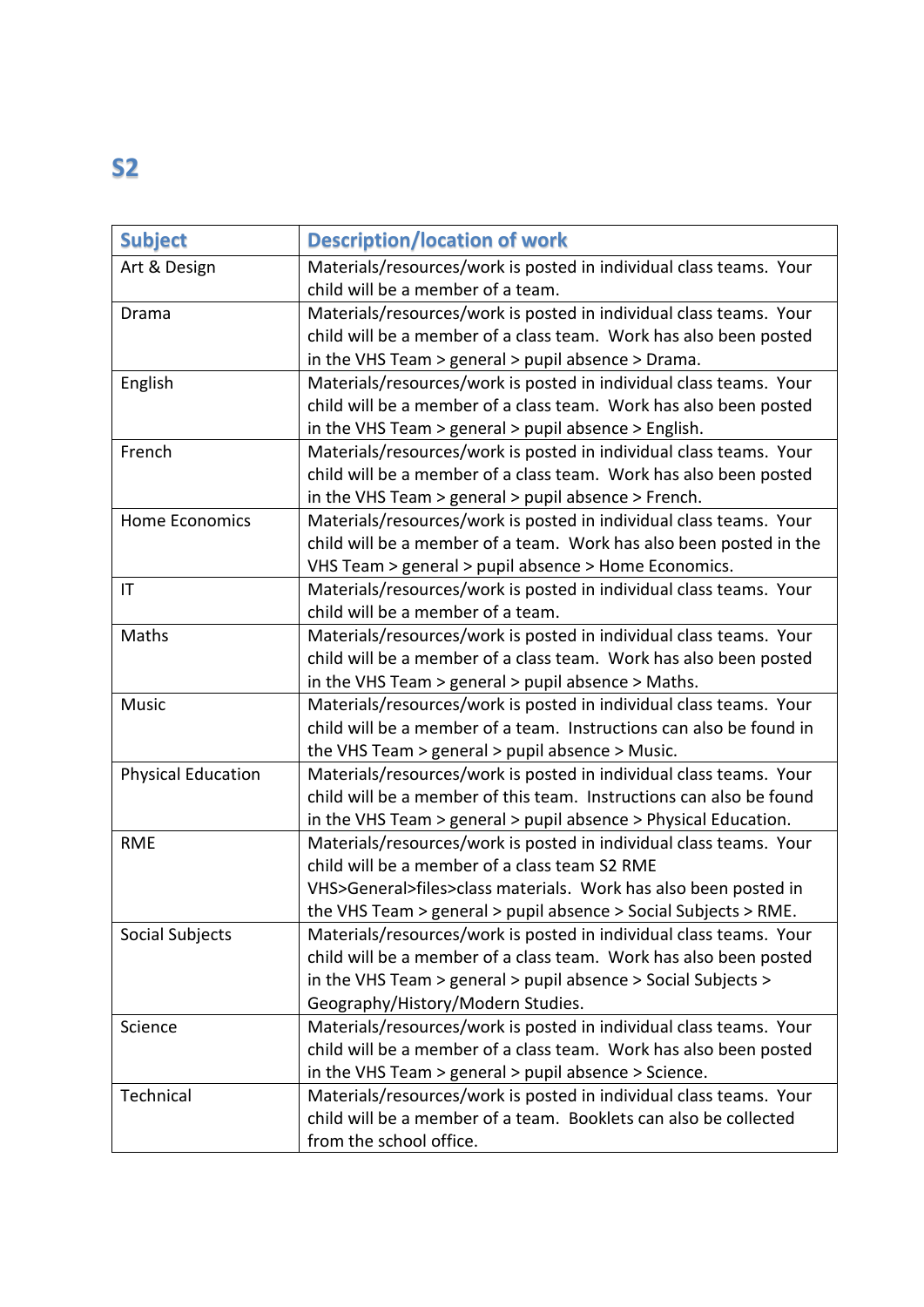## S2

| Subject | Description/location of work |
|---|---|
| Art & Design | Materials/resources/work is posted in individual class teams. Your child will be a member of a team. |
| Drama | Materials/resources/work is posted in individual class teams. Your child will be a member of a class team. Work has also been posted in the VHS Team > general > pupil absence > Drama. |
| English | Materials/resources/work is posted in individual class teams. Your child will be a member of a class team. Work has also been posted in the VHS Team > general > pupil absence > English. |
| French | Materials/resources/work is posted in individual class teams. Your child will be a member of a class team. Work has also been posted in the VHS Team > general > pupil absence > French. |
| Home Economics | Materials/resources/work is posted in individual class teams. Your child will be a member of a team. Work has also been posted in the VHS Team > general > pupil absence > Home Economics. |
| IT | Materials/resources/work is posted in individual class teams. Your child will be a member of a team. |
| Maths | Materials/resources/work is posted in individual class teams. Your child will be a member of a class team. Work has also been posted in the VHS Team > general > pupil absence > Maths. |
| Music | Materials/resources/work is posted in individual class teams. Your child will be a member of a team. Instructions can also be found in the VHS Team > general > pupil absence > Music. |
| Physical Education | Materials/resources/work is posted in individual class teams. Your child will be a member of this team. Instructions can also be found in the VHS Team > general > pupil absence > Physical Education. |
| RME | Materials/resources/work is posted in individual class teams. Your child will be a member of a class team S2 RME VHS>General>files>class materials. Work has also been posted in the VHS Team > general > pupil absence > Social Subjects > RME. |
| Social Subjects | Materials/resources/work is posted in individual class teams. Your child will be a member of a class team. Work has also been posted in the VHS Team > general > pupil absence > Social Subjects > Geography/History/Modern Studies. |
| Science | Materials/resources/work is posted in individual class teams. Your child will be a member of a class team. Work has also been posted in the VHS Team > general > pupil absence > Science. |
| Technical | Materials/resources/work is posted in individual class teams. Your child will be a member of a team. Booklets can also be collected from the school office. |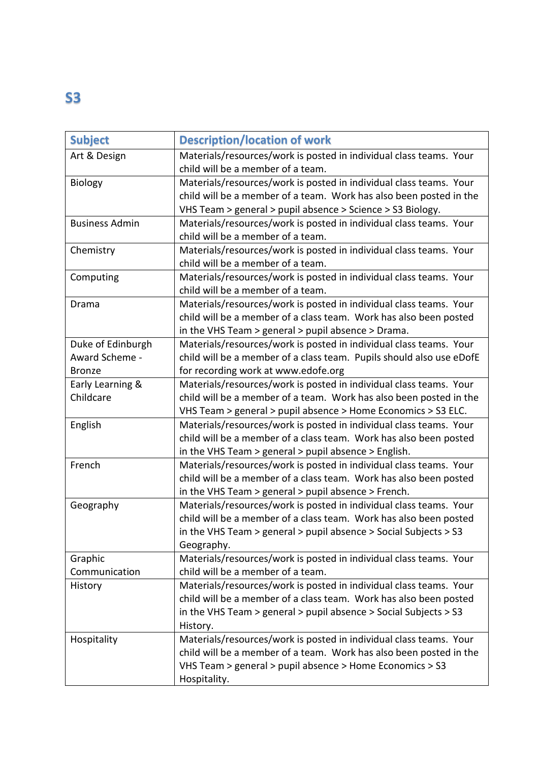## S3

| Subject | Description/location of work |
|---|---|
| Art & Design | Materials/resources/work is posted in individual class teams. Your child will be a member of a team. |
| Biology | Materials/resources/work is posted in individual class teams. Your child will be a member of a team. Work has also been posted in the VHS Team > general > pupil absence > Science > S3 Biology. |
| Business Admin | Materials/resources/work is posted in individual class teams. Your child will be a member of a team. |
| Chemistry | Materials/resources/work is posted in individual class teams. Your child will be a member of a team. |
| Computing | Materials/resources/work is posted in individual class teams. Your child will be a member of a team. |
| Drama | Materials/resources/work is posted in individual class teams. Your child will be a member of a class team. Work has also been posted in the VHS Team > general > pupil absence > Drama. |
| Duke of Edinburgh Award Scheme - Bronze | Materials/resources/work is posted in individual class teams. Your child will be a member of a class team. Pupils should also use eDofE for recording work at www.edofe.org |
| Early Learning & Childcare | Materials/resources/work is posted in individual class teams. Your child will be a member of a team. Work has also been posted in the VHS Team > general > pupil absence > Home Economics > S3 ELC. |
| English | Materials/resources/work is posted in individual class teams. Your child will be a member of a class team. Work has also been posted in the VHS Team > general > pupil absence > English. |
| French | Materials/resources/work is posted in individual class teams. Your child will be a member of a class team. Work has also been posted in the VHS Team > general > pupil absence > French. |
| Geography | Materials/resources/work is posted in individual class teams. Your child will be a member of a class team. Work has also been posted in the VHS Team > general > pupil absence > Social Subjects > S3 Geography. |
| Graphic Communication | Materials/resources/work is posted in individual class teams. Your child will be a member of a team. |
| History | Materials/resources/work is posted in individual class teams. Your child will be a member of a class team. Work has also been posted in the VHS Team > general > pupil absence > Social Subjects > S3 History. |
| Hospitality | Materials/resources/work is posted in individual class teams. Your child will be a member of a team. Work has also been posted in the VHS Team > general > pupil absence > Home Economics > S3 Hospitality. |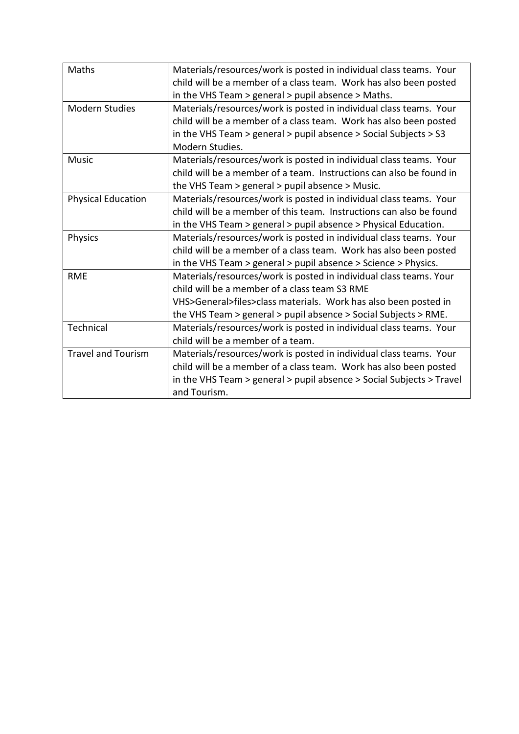| Maths | Materials/resources/work is posted in individual class teams. Your child will be a member of a class team. Work has also been posted in the VHS Team > general > pupil absence > Maths. |
|---|---|
| Modern Studies | Materials/resources/work is posted in individual class teams. Your child will be a member of a class team. Work has also been posted in the VHS Team > general > pupil absence > Social Subjects > S3 Modern Studies. |
| Music | Materials/resources/work is posted in individual class teams. Your child will be a member of a team. Instructions can also be found in the VHS Team > general > pupil absence > Music. |
| Physical Education | Materials/resources/work is posted in individual class teams. Your child will be a member of this team. Instructions can also be found in the VHS Team > general > pupil absence > Physical Education. |
| Physics | Materials/resources/work is posted in individual class teams. Your child will be a member of a class team. Work has also been posted in the VHS Team > general > pupil absence > Science > Physics. |
| RME | Materials/resources/work is posted in individual class teams. Your child will be a member of a class team S3 RME VHS>General>files>class materials. Work has also been posted in the VHS Team > general > pupil absence > Social Subjects > RME. |
| Technical | Materials/resources/work is posted in individual class teams. Your child will be a member of a team. |
| Travel and Tourism | Materials/resources/work is posted in individual class teams. Your child will be a member of a class team. Work has also been posted in the VHS Team > general > pupil absence > Social Subjects > Travel and Tourism. |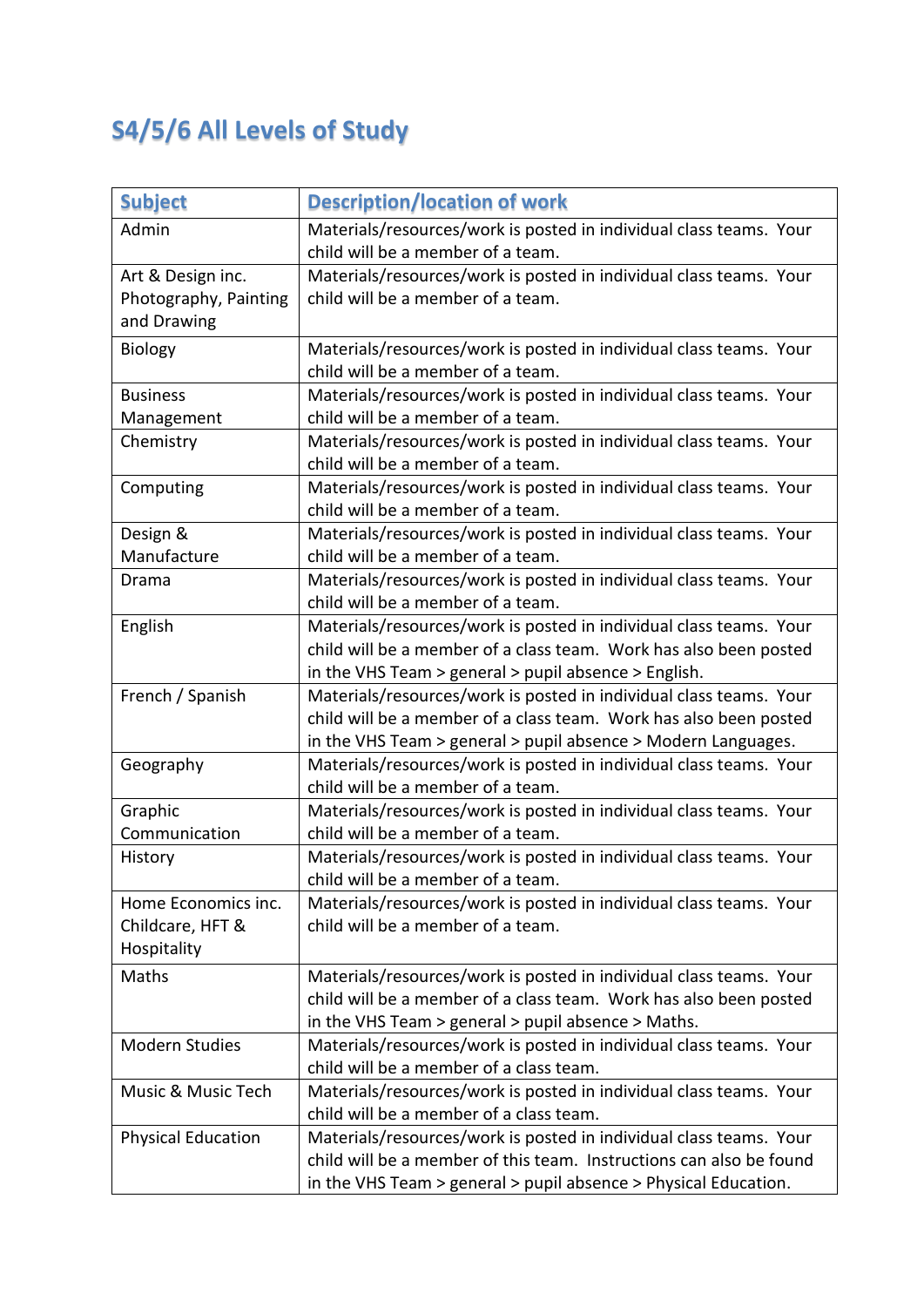## S4/5/6 All Levels of Study

| Subject | Description/location of work |
|---|---|
| Admin | Materials/resources/work is posted in individual class teams. Your child will be a member of a team. |
| Art & Design inc. Photography, Painting and Drawing | Materials/resources/work is posted in individual class teams. Your child will be a member of a team. |
| Biology | Materials/resources/work is posted in individual class teams. Your child will be a member of a team. |
| Business Management | Materials/resources/work is posted in individual class teams. Your child will be a member of a team. |
| Chemistry | Materials/resources/work is posted in individual class teams. Your child will be a member of a team. |
| Computing | Materials/resources/work is posted in individual class teams. Your child will be a member of a team. |
| Design & Manufacture | Materials/resources/work is posted in individual class teams. Your child will be a member of a team. |
| Drama | Materials/resources/work is posted in individual class teams. Your child will be a member of a team. |
| English | Materials/resources/work is posted in individual class teams. Your child will be a member of a class team. Work has also been posted in the VHS Team > general > pupil absence > English. |
| French / Spanish | Materials/resources/work is posted in individual class teams. Your child will be a member of a class team. Work has also been posted in the VHS Team > general > pupil absence > Modern Languages. |
| Geography | Materials/resources/work is posted in individual class teams. Your child will be a member of a team. |
| Graphic Communication | Materials/resources/work is posted in individual class teams. Your child will be a member of a team. |
| History | Materials/resources/work is posted in individual class teams. Your child will be a member of a team. |
| Home Economics inc. Childcare, HFT & Hospitality | Materials/resources/work is posted in individual class teams. Your child will be a member of a team. |
| Maths | Materials/resources/work is posted in individual class teams. Your child will be a member of a class team. Work has also been posted in the VHS Team > general > pupil absence > Maths. |
| Modern Studies | Materials/resources/work is posted in individual class teams. Your child will be a member of a class team. |
| Music & Music Tech | Materials/resources/work is posted in individual class teams. Your child will be a member of a class team. |
| Physical Education | Materials/resources/work is posted in individual class teams. Your child will be a member of this team. Instructions can also be found in the VHS Team > general > pupil absence > Physical Education. |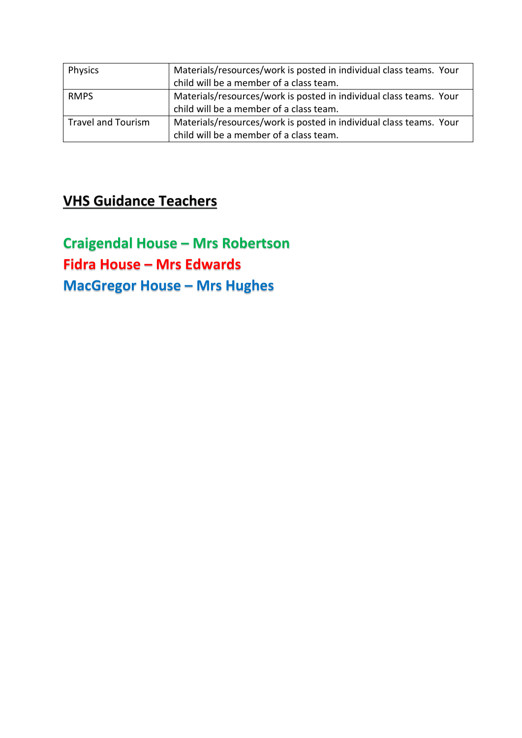| | |
|---|---|
| Physics | Materials/resources/work is posted in individual class teams. Your child will be a member of a class team. |
| RMPS | Materials/resources/work is posted in individual class teams. Your child will be a member of a class team. |
| Travel and Tourism | Materials/resources/work is posted in individual class teams. Your child will be a member of a class team. |

## VHS Guidance Teachers

**Craigendal House – Mrs Robertson**
**Fidra House – Mrs Edwards**
**MacGregor House – Mrs Hughes**